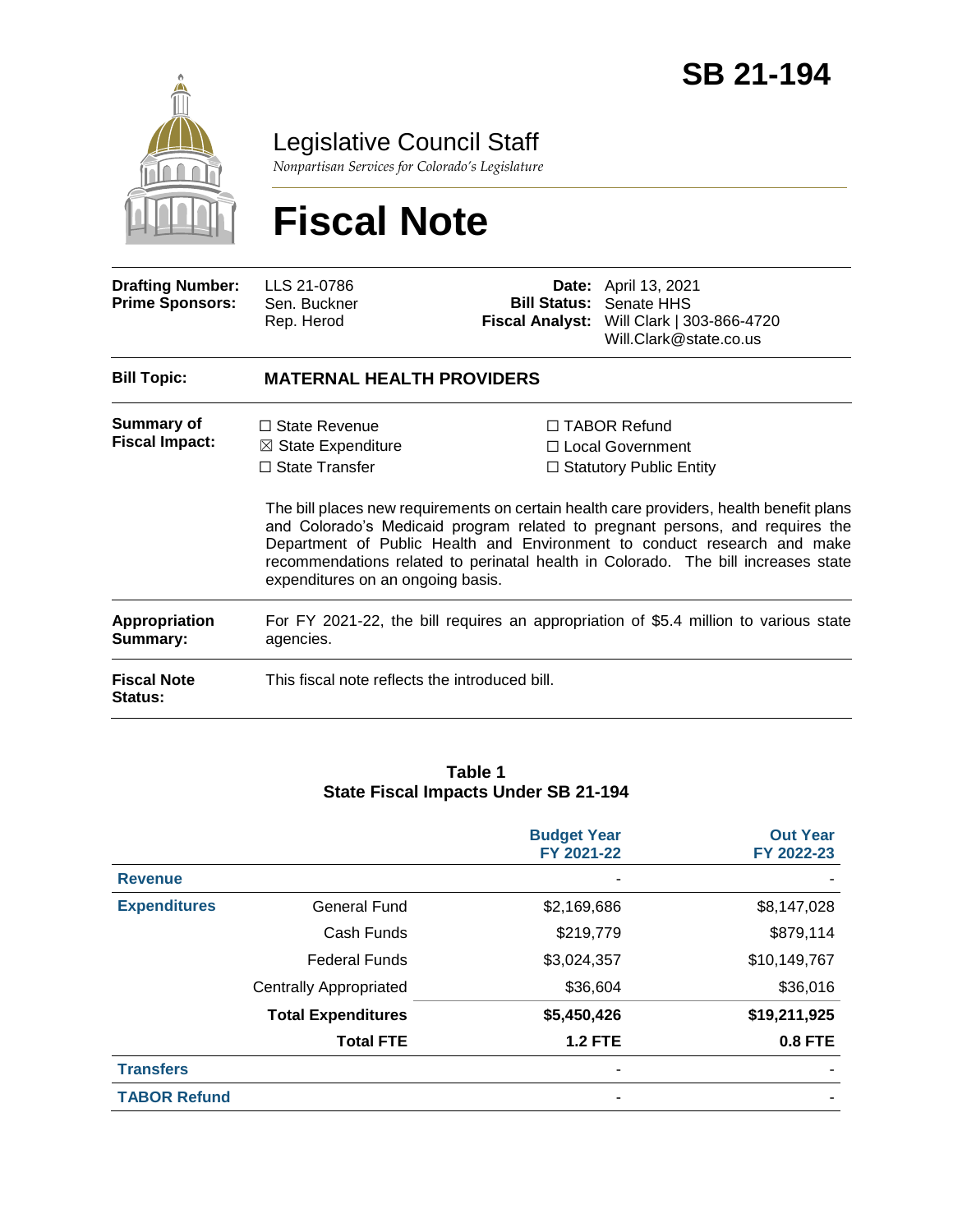# SB 21-194

## Legislative Council Staff

*Nonpartisan Services for Colorado's Legislature*

# Fiscal Note

| | | | |
|---|---|---|---|
| **Drafting Number:** | LLS 21-0786 | **Date:** | April 13, 2021 |
| **Prime Sponsors:** | Sen. Buckner<br>Rep. Herod | **Bill Status:** | Senate HHS |
| | | **Fiscal Analyst:** | Will Clark \| 303-866-4720<br>Will.Clark@state.co.us |

**Bill Topic:** **MATERNAL HEALTH PROVIDERS**

**Summary of Fiscal Impact:**

☐ State Revenue
☒ State Expenditure
☐ State Transfer
☐ TABOR Refund
☐ Local Government
☐ Statutory Public Entity

The bill places new requirements on certain health care providers, health benefit plans and Colorado's Medicaid program related to pregnant persons, and requires the Department of Public Health and Environment to conduct research and make recommendations related to perinatal health in Colorado. The bill increases state expenditures on an ongoing basis.

**Appropriation Summary:** For FY 2021-22, the bill requires an appropriation of $5.4 million to various state agencies.

**Fiscal Note Status:** This fiscal note reflects the introduced bill.

**Table 1**
**State Fiscal Impacts Under SB 21-194**

| | | Budget Year FY 2021-22 | Out Year FY 2022-23 |
|---|---|---|---|
| **Revenue** | | - | - |
| **Expenditures** | General Fund | $2,169,686 | $8,147,028 |
| | Cash Funds | $219,779 | $879,114 |
| | Federal Funds | $3,024,357 | $10,149,767 |
| | Centrally Appropriated | $36,604 | $36,016 |
| | **Total Expenditures** | **$5,450,426** | **$19,211,925** |
| | **Total FTE** | **1.2 FTE** | **0.8 FTE** |
| **Transfers** | | - | - |
| **TABOR Refund** | | - | - |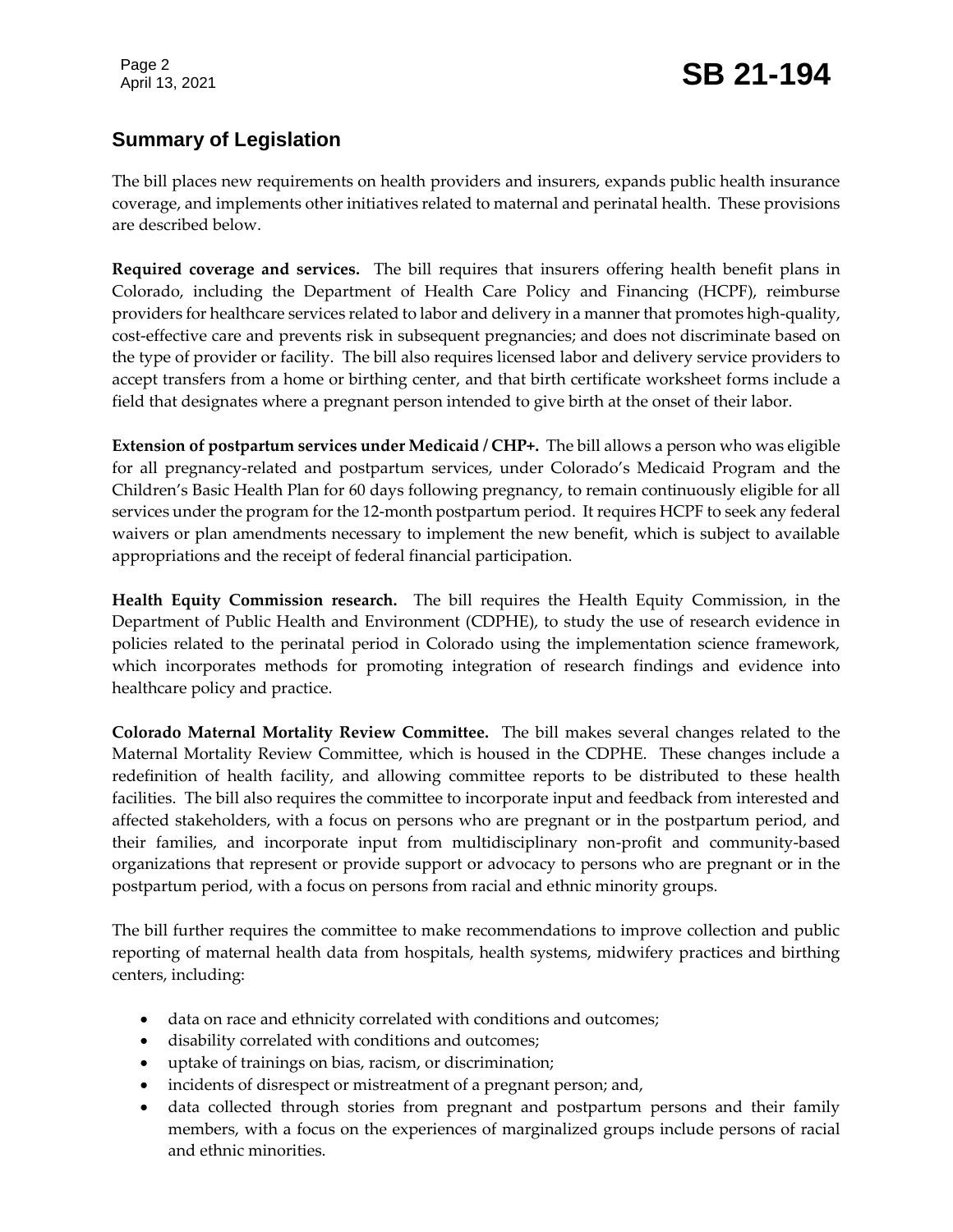## Summary of Legislation

The bill places new requirements on health providers and insurers, expands public health insurance coverage, and implements other initiatives related to maternal and perinatal health. These provisions are described below.

**Required coverage and services.** The bill requires that insurers offering health benefit plans in Colorado, including the Department of Health Care Policy and Financing (HCPF), reimburse providers for healthcare services related to labor and delivery in a manner that promotes high-quality, cost-effective care and prevents risk in subsequent pregnancies; and does not discriminate based on the type of provider or facility. The bill also requires licensed labor and delivery service providers to accept transfers from a home or birthing center, and that birth certificate worksheet forms include a field that designates where a pregnant person intended to give birth at the onset of their labor.

**Extension of postpartum services under Medicaid / CHP+.** The bill allows a person who was eligible for all pregnancy-related and postpartum services, under Colorado's Medicaid Program and the Children's Basic Health Plan for 60 days following pregnancy, to remain continuously eligible for all services under the program for the 12-month postpartum period. It requires HCPF to seek any federal waivers or plan amendments necessary to implement the new benefit, which is subject to available appropriations and the receipt of federal financial participation.

**Health Equity Commission research.** The bill requires the Health Equity Commission, in the Department of Public Health and Environment (CDPHE), to study the use of research evidence in policies related to the perinatal period in Colorado using the implementation science framework, which incorporates methods for promoting integration of research findings and evidence into healthcare policy and practice.

**Colorado Maternal Mortality Review Committee.** The bill makes several changes related to the Maternal Mortality Review Committee, which is housed in the CDPHE. These changes include a redefinition of health facility, and allowing committee reports to be distributed to these health facilities. The bill also requires the committee to incorporate input and feedback from interested and affected stakeholders, with a focus on persons who are pregnant or in the postpartum period, and their families, and incorporate input from multidisciplinary non-profit and community-based organizations that represent or provide support or advocacy to persons who are pregnant or in the postpartum period, with a focus on persons from racial and ethnic minority groups.

The bill further requires the committee to make recommendations to improve collection and public reporting of maternal health data from hospitals, health systems, midwifery practices and birthing centers, including:

- data on race and ethnicity correlated with conditions and outcomes;
- disability correlated with conditions and outcomes;
- uptake of trainings on bias, racism, or discrimination;
- incidents of disrespect or mistreatment of a pregnant person; and,
- data collected through stories from pregnant and postpartum persons and their family members, with a focus on the experiences of marginalized groups include persons of racial and ethnic minorities.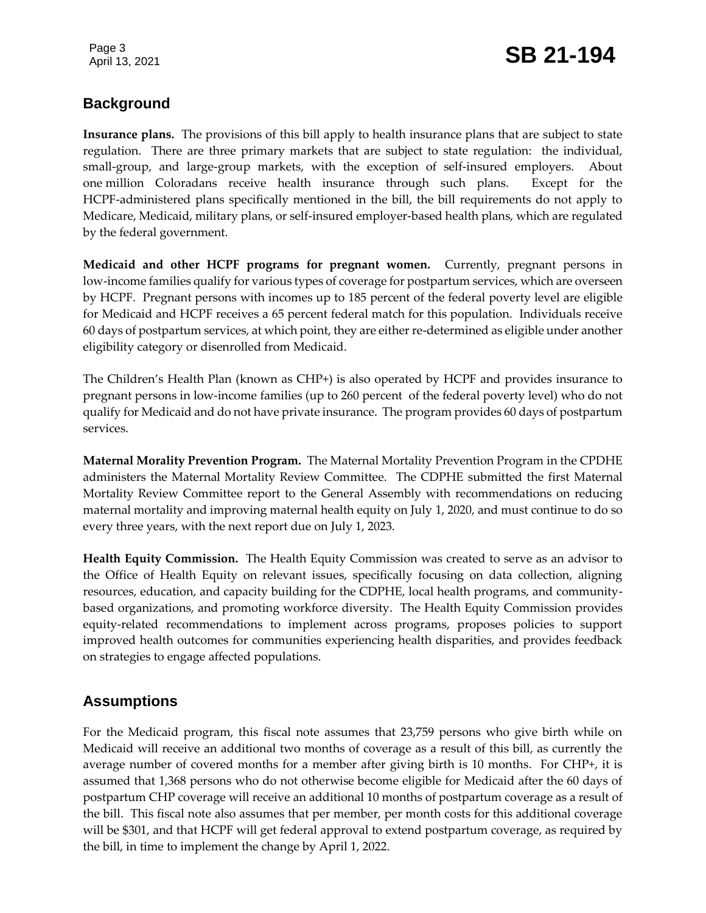## Background

**Insurance plans.** The provisions of this bill apply to health insurance plans that are subject to state regulation. There are three primary markets that are subject to state regulation: the individual, small-group, and large-group markets, with the exception of self-insured employers. About one million Coloradans receive health insurance through such plans. Except for the HCPF-administered plans specifically mentioned in the bill, the bill requirements do not apply to Medicare, Medicaid, military plans, or self-insured employer-based health plans, which are regulated by the federal government.

**Medicaid and other HCPF programs for pregnant women.** Currently, pregnant persons in low-income families qualify for various types of coverage for postpartum services, which are overseen by HCPF. Pregnant persons with incomes up to 185 percent of the federal poverty level are eligible for Medicaid and HCPF receives a 65 percent federal match for this population. Individuals receive 60 days of postpartum services, at which point, they are either re-determined as eligible under another eligibility category or disenrolled from Medicaid.

The Children's Health Plan (known as CHP+) is also operated by HCPF and provides insurance to pregnant persons in low-income families (up to 260 percent of the federal poverty level) who do not qualify for Medicaid and do not have private insurance. The program provides 60 days of postpartum services.

**Maternal Morality Prevention Program.** The Maternal Mortality Prevention Program in the CPDHE administers the Maternal Mortality Review Committee. The CDPHE submitted the first Maternal Mortality Review Committee report to the General Assembly with recommendations on reducing maternal mortality and improving maternal health equity on July 1, 2020, and must continue to do so every three years, with the next report due on July 1, 2023.

**Health Equity Commission.** The Health Equity Commission was created to serve as an advisor to the Office of Health Equity on relevant issues, specifically focusing on data collection, aligning resources, education, and capacity building for the CDPHE, local health programs, and community-based organizations, and promoting workforce diversity. The Health Equity Commission provides equity-related recommendations to implement across programs, proposes policies to support improved health outcomes for communities experiencing health disparities, and provides feedback on strategies to engage affected populations.

## Assumptions

For the Medicaid program, this fiscal note assumes that 23,759 persons who give birth while on Medicaid will receive an additional two months of coverage as a result of this bill, as currently the average number of covered months for a member after giving birth is 10 months. For CHP+, it is assumed that 1,368 persons who do not otherwise become eligible for Medicaid after the 60 days of postpartum CHP coverage will receive an additional 10 months of postpartum coverage as a result of the bill. This fiscal note also assumes that per member, per month costs for this additional coverage will be $301, and that HCPF will get federal approval to extend postpartum coverage, as required by the bill, in time to implement the change by April 1, 2022.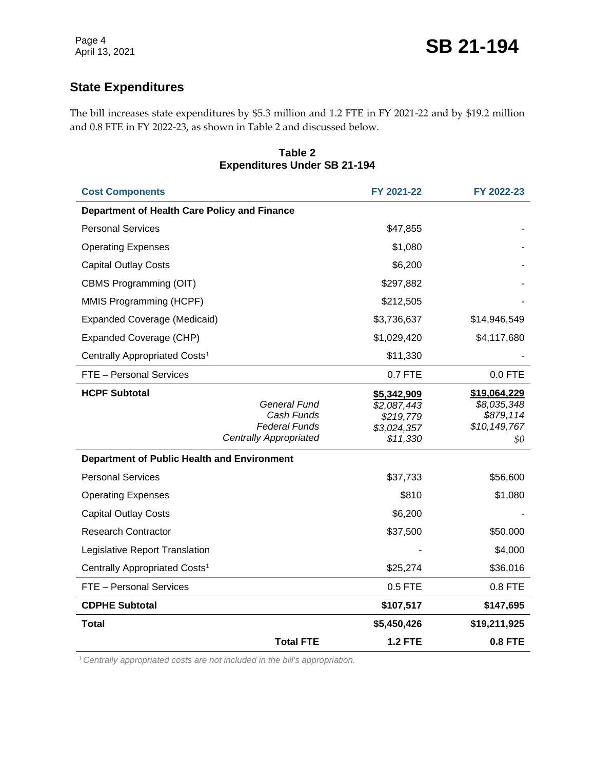## State Expenditures

The bill increases state expenditures by $5.3 million and 1.2 FTE in FY 2021-22 and by $19.2 million and 0.8 FTE in FY 2022-23, as shown in Table 2 and discussed below.

**Table 2**
**Expenditures Under SB 21-194**

| Cost Components | FY 2021-22 | FY 2022-23 |
|---|---|---|
| **Department of Health Care Policy and Finance** | | |
| Personal Services | $47,855 | - |
| Operating Expenses | $1,080 | - |
| Capital Outlay Costs | $6,200 | - |
| CBMS Programming (OIT) | $297,882 | - |
| MMIS Programming (HCPF) | $212,505 | - |
| Expanded Coverage (Medicaid) | $3,736,637 | $14,946,549 |
| Expanded Coverage (CHP) | $1,029,420 | $4,117,680 |
| Centrally Appropriated Costs[1] | $11,330 | - |
| FTE – Personal Services | 0.7 FTE | 0.0 FTE |
| **HCPF Subtotal** | **$5,342,909** | **$19,064,229** |
| *General Fund* | *$2,087,443* | *$8,035,348* |
| *Cash Funds* | *$219,779* | *$879,114* |
| *Federal Funds* | *$3,024,357* | *$10,149,767* |
| *Centrally Appropriated* | *$11,330* | *$0* |
| **Department of Public Health and Environment** | | |
| Personal Services | $37,733 | $56,600 |
| Operating Expenses | $810 | $1,080 |
| Capital Outlay Costs | $6,200 | - |
| Research Contractor | $37,500 | $50,000 |
| Legislative Report Translation | - | $4,000 |
| Centrally Appropriated Costs[1] | $25,274 | $36,016 |
| FTE – Personal Services | 0.5 FTE | 0.8 FTE |
| **CDPHE Subtotal** | **$107,517** | **$147,695** |
| **Total** | **$5,450,426** | **$19,211,925** |
| **Total FTE** | **1.2 FTE** | **0.8 FTE** |

[1] *Centrally appropriated costs are not included in the bill's appropriation.*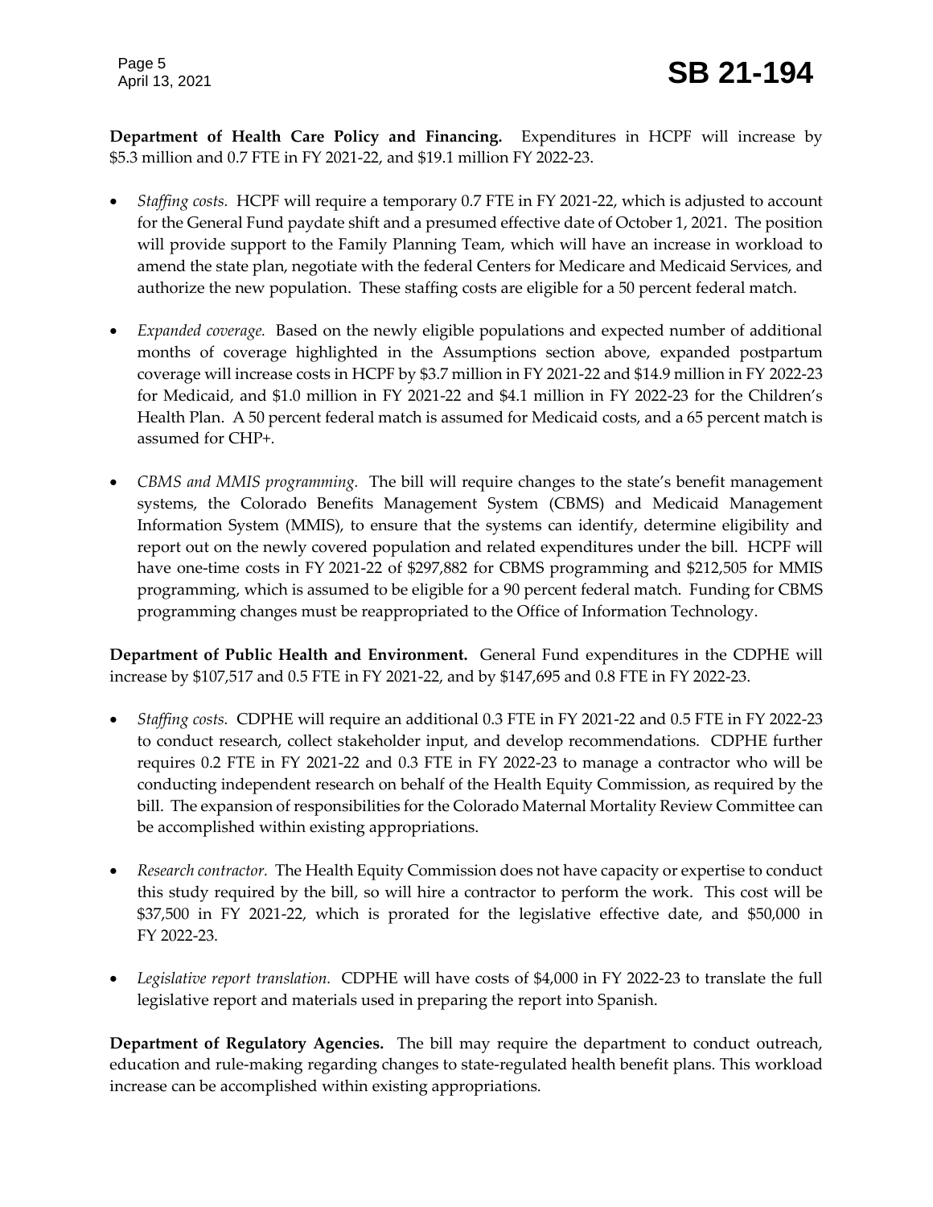**Department of Health Care Policy and Financing.** Expenditures in HCPF will increase by $5.3 million and 0.7 FTE in FY 2021-22, and $19.1 million FY 2022-23.

- *Staffing costs.* HCPF will require a temporary 0.7 FTE in FY 2021-22, which is adjusted to account for the General Fund paydate shift and a presumed effective date of October 1, 2021. The position will provide support to the Family Planning Team, which will have an increase in workload to amend the state plan, negotiate with the federal Centers for Medicare and Medicaid Services, and authorize the new population. These staffing costs are eligible for a 50 percent federal match.

- *Expanded coverage.* Based on the newly eligible populations and expected number of additional months of coverage highlighted in the Assumptions section above, expanded postpartum coverage will increase costs in HCPF by $3.7 million in FY 2021-22 and $14.9 million in FY 2022-23 for Medicaid, and $1.0 million in FY 2021-22 and $4.1 million in FY 2022-23 for the Children's Health Plan. A 50 percent federal match is assumed for Medicaid costs, and a 65 percent match is assumed for CHP+.

- *CBMS and MMIS programming.* The bill will require changes to the state's benefit management systems, the Colorado Benefits Management System (CBMS) and Medicaid Management Information System (MMIS), to ensure that the systems can identify, determine eligibility and report out on the newly covered population and related expenditures under the bill. HCPF will have one-time costs in FY 2021-22 of $297,882 for CBMS programming and $212,505 for MMIS programming, which is assumed to be eligible for a 90 percent federal match. Funding for CBMS programming changes must be reappropriated to the Office of Information Technology.

**Department of Public Health and Environment.** General Fund expenditures in the CDPHE will increase by $107,517 and 0.5 FTE in FY 2021-22, and by $147,695 and 0.8 FTE in FY 2022-23.

- *Staffing costs.* CDPHE will require an additional 0.3 FTE in FY 2021-22 and 0.5 FTE in FY 2022-23 to conduct research, collect stakeholder input, and develop recommendations. CDPHE further requires 0.2 FTE in FY 2021-22 and 0.3 FTE in FY 2022-23 to manage a contractor who will be conducting independent research on behalf of the Health Equity Commission, as required by the bill. The expansion of responsibilities for the Colorado Maternal Mortality Review Committee can be accomplished within existing appropriations.

- *Research contractor.* The Health Equity Commission does not have capacity or expertise to conduct this study required by the bill, so will hire a contractor to perform the work. This cost will be $37,500 in FY 2021-22, which is prorated for the legislative effective date, and $50,000 in FY 2022-23.

- *Legislative report translation.* CDPHE will have costs of $4,000 in FY 2022-23 to translate the full legislative report and materials used in preparing the report into Spanish.

**Department of Regulatory Agencies.** The bill may require the department to conduct outreach, education and rule-making regarding changes to state-regulated health benefit plans. This workload increase can be accomplished within existing appropriations.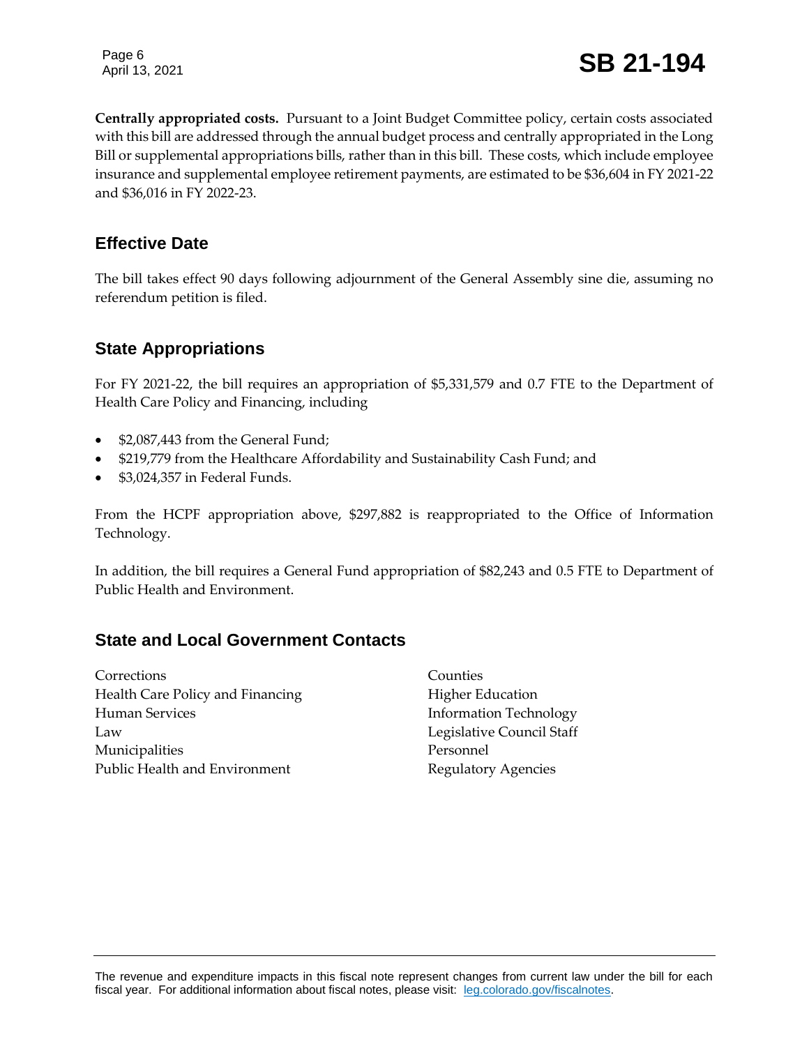**Centrally appropriated costs.** Pursuant to a Joint Budget Committee policy, certain costs associated with this bill are addressed through the annual budget process and centrally appropriated in the Long Bill or supplemental appropriations bills, rather than in this bill. These costs, which include employee insurance and supplemental employee retirement payments, are estimated to be $36,604 in FY 2021-22 and $36,016 in FY 2022-23.

## Effective Date

The bill takes effect 90 days following adjournment of the General Assembly sine die, assuming no referendum petition is filed.

## State Appropriations

For FY 2021-22, the bill requires an appropriation of $5,331,579 and 0.7 FTE to the Department of Health Care Policy and Financing, including

- $2,087,443 from the General Fund;
- $219,779 from the Healthcare Affordability and Sustainability Cash Fund; and
- $3,024,357 in Federal Funds.

From the HCPF appropriation above, $297,882 is reappropriated to the Office of Information Technology.

In addition, the bill requires a General Fund appropriation of $82,243 and 0.5 FTE to Department of Public Health and Environment.

## State and Local Government Contacts

Corrections
Health Care Policy and Financing
Human Services
Law
Municipalities
Public Health and Environment
Counties
Higher Education
Information Technology
Legislative Council Staff
Personnel
Regulatory Agencies

The revenue and expenditure impacts in this fiscal note represent changes from current law under the bill for each fiscal year. For additional information about fiscal notes, please visit: leg.colorado.gov/fiscalnotes.